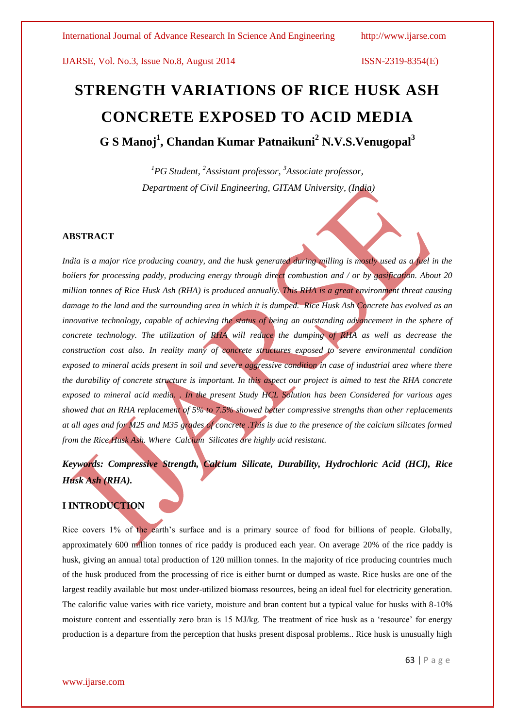# STRENGTH VARIATIONS OF RICE HUSK ASH CONCRETE EXPOSED TO ACID MEDIA

**G S Manoj[1], Chandan Kumar Patnaikuni[2] N.V.S.Venugopal[3]**

*[1]PG Student, [2]Assistant professor, [3]Associate professor,*
*Department of Civil Engineering, GITAM University, (India)*

## ABSTRACT

*India is a major rice producing country, and the husk generated during milling is mostly used as a fuel in the boilers for processing paddy, producing energy through direct combustion and / or by gasification. About 20 million tonnes of Rice Husk Ash (RHA) is produced annually. This RHA is a great environment threat causing damage to the land and the surrounding area in which it is dumped. Rice Husk Ash Concrete has evolved as an innovative technology, capable of achieving the status of being an outstanding advancement in the sphere of concrete technology. The utilization of RHA will reduce the dumping of RHA as well as decrease the construction cost also. In reality many of concrete structures exposed to severe environmental condition exposed to mineral acids present in soil and severe aggressive condition in case of industrial area where there the durability of concrete structure is important. In this aspect our project is aimed to test the RHA concrete exposed to mineral acid media. . In the present Study HCL Solution has been Considered for various ages showed that an RHA replacement of 5% to 7.5% showed better compressive strengths than other replacements at all ages and for M25 and M35 grades of concrete .This is due to the presence of the calcium silicates formed from the Rice Husk Ash. Where Calcium Silicates are highly acid resistant.*

***Keywords: Compressive Strength, Calcium Silicate, Durability, Hydrochloric Acid (HCl), Rice Husk Ash (RHA).***

## I INTRODUCTION

Rice covers 1% of the earth's surface and is a primary source of food for billions of people. Globally, approximately 600 million tonnes of rice paddy is produced each year. On average 20% of the rice paddy is husk, giving an annual total production of 120 million tonnes. In the majority of rice producing countries much of the husk produced from the processing of rice is either burnt or dumped as waste. Rice husks are one of the largest readily available but most under-utilized biomass resources, being an ideal fuel for electricity generation. The calorific value varies with rice variety, moisture and bran content but a typical value for husks with 8-10% moisture content and essentially zero bran is 15 MJ/kg. The treatment of rice husk as a 'resource' for energy production is a departure from the perception that husks present disposal problems.. Rice husk is unusually high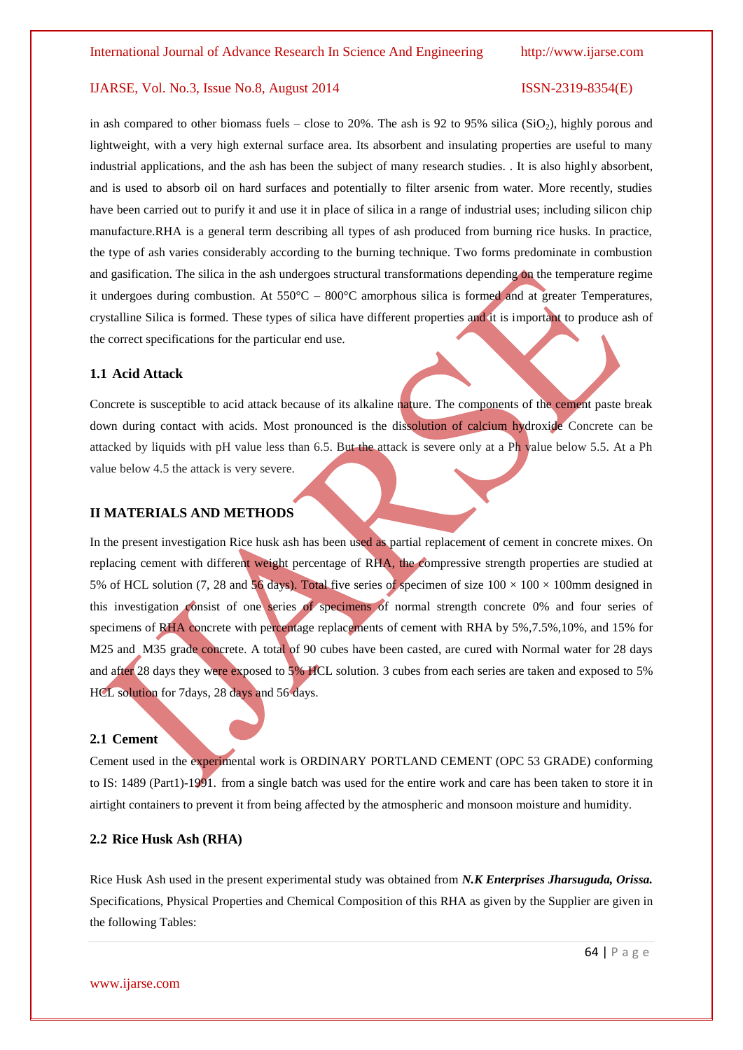in ash compared to other biomass fuels – close to 20%. The ash is 92 to 95% silica ($SiO_2$), highly porous and lightweight, with a very high external surface area. Its absorbent and insulating properties are useful to many industrial applications, and the ash has been the subject of many research studies. . It is also highly absorbent, and is used to absorb oil on hard surfaces and potentially to filter arsenic from water. More recently, studies have been carried out to purify it and use it in place of silica in a range of industrial uses; including silicon chip manufacture.RHA is a general term describing all types of ash produced from burning rice husks. In practice, the type of ash varies considerably according to the burning technique. Two forms predominate in combustion and gasification. The silica in the ash undergoes structural transformations depending on the temperature regime it undergoes during combustion. At 550°C – 800°C amorphous silica is formed and at greater Temperatures, crystalline Silica is formed. These types of silica have different properties and it is important to produce ash of the correct specifications for the particular end use.

### 1.1 Acid Attack

Concrete is susceptible to acid attack because of its alkaline nature. The components of the cement paste break down during contact with acids. Most pronounced is the dissolution of calcium hydroxide Concrete can be attacked by liquids with pH value less than 6.5. But the attack is severe only at a Ph value below 5.5. At a Ph value below 4.5 the attack is very severe.

## II MATERIALS AND METHODS

In the present investigation Rice husk ash has been used as partial replacement of cement in concrete mixes. On replacing cement with different weight percentage of RHA, the compressive strength properties are studied at 5% of HCL solution (7, 28 and 56 days). Total five series of specimen of size 100 × 100 × 100mm designed in this investigation consist of one series of specimens of normal strength concrete 0% and four series of specimens of RHA concrete with percentage replacements of cement with RHA by 5%,7.5%,10%, and 15% for M25 and M35 grade concrete. A total of 90 cubes have been casted, are cured with Normal water for 28 days and after 28 days they were exposed to 5% HCL solution. 3 cubes from each series are taken and exposed to 5% HCL solution for 7days, 28 days and 56 days.

### 2.1 Cement

Cement used in the experimental work is ORDINARY PORTLAND CEMENT (OPC 53 GRADE) conforming to IS: 1489 (Part1)-1991. from a single batch was used for the entire work and care has been taken to store it in airtight containers to prevent it from being affected by the atmospheric and monsoon moisture and humidity.

### 2.2 Rice Husk Ash (RHA)

Rice Husk Ash used in the present experimental study was obtained from ***N.K Enterprises Jharsuguda, Orissa.*** Specifications, Physical Properties and Chemical Composition of this RHA as given by the Supplier are given in the following Tables: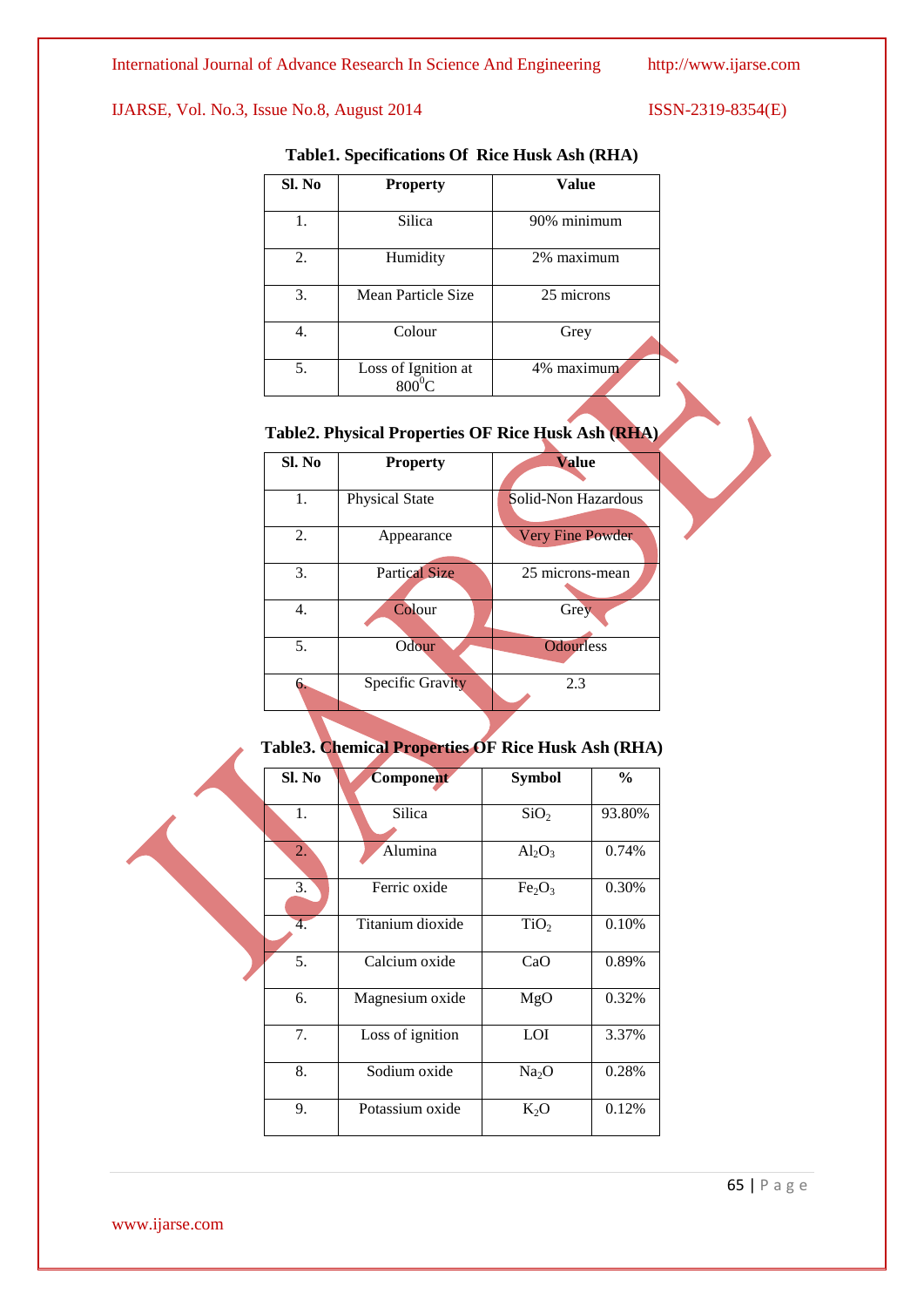**Table1. Specifications Of Rice Husk Ash (RHA)**

| Sl. No | Property | Value |
|---|---|---|
| 1. | Silica | 90% minimum |
| 2. | Humidity | 2% maximum |
| 3. | Mean Particle Size | 25 microns |
| 4. | Colour | Grey |
| 5. | Loss of Ignition at $800^0$C | 4% maximum |

**Table2. Physical Properties OF Rice Husk Ash (RHA)**

| Sl. No | Property | Value |
|---|---|---|
| 1. | Physical State | Solid-Non Hazardous |
| 2. | Appearance | Very Fine Powder |
| 3. | Partical Size | 25 microns-mean |
| 4. | Colour | Grey |
| 5. | Odour | Odourless |
| 6. | Specific Gravity | 2.3 |

**Table3. Chemical Properties OF Rice Husk Ash (RHA)**

| Sl. No | Component | Symbol | % |
|---|---|---|---|
| 1. | Silica | $SiO_2$ | 93.80% |
| 2. | Alumina | $Al_2O_3$ | 0.74% |
| 3. | Ferric oxide | $Fe_2O_3$ | 0.30% |
| 4. | Titanium dioxide | $TiO_2$ | 0.10% |
| 5. | Calcium oxide | CaO | 0.89% |
| 6. | Magnesium oxide | MgO | 0.32% |
| 7. | Loss of ignition | LOI | 3.37% |
| 8. | Sodium oxide | $Na_2O$ | 0.28% |
| 9. | Potassium oxide | $K_2O$ | 0.12% |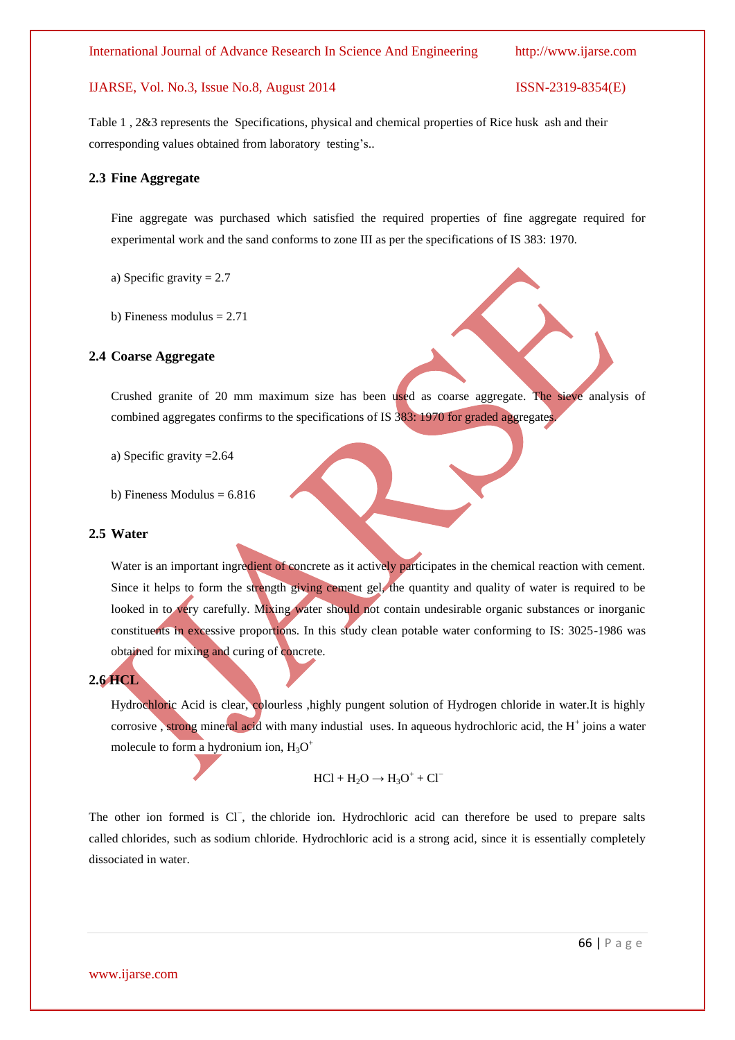Table 1 , 2&3 represents the Specifications, physical and chemical properties of Rice husk ash and their corresponding values obtained from laboratory testing's..

### 2.3 Fine Aggregate

Fine aggregate was purchased which satisfied the required properties of fine aggregate required for experimental work and the sand conforms to zone III as per the specifications of IS 383: 1970.

a) Specific gravity = 2.7

b) Fineness modulus = 2.71

### 2.4 Coarse Aggregate

Crushed granite of 20 mm maximum size has been used as coarse aggregate. The sieve analysis of combined aggregates confirms to the specifications of IS 383: 1970 for graded aggregates.

a) Specific gravity =2.64

b) Fineness Modulus = 6.816

### 2.5 Water

Water is an important ingredient of concrete as it actively participates in the chemical reaction with cement. Since it helps to form the strength giving cement gel, the quantity and quality of water is required to be looked in to very carefully. Mixing water should not contain undesirable organic substances or inorganic constituents in excessive proportions. In this study clean potable water conforming to IS: 3025-1986 was obtained for mixing and curing of concrete.

### 2.6 HCL

Hydrochloric Acid is clear, colourless ,highly pungent solution of Hydrogen chloride in water.It is highly corrosive , strong mineral acid with many industial uses. In aqueous hydrochloric acid, the $H^+$ joins a water molecule to form a hydronium ion, $H_3O^+$

$$HCl + H_2O \rightarrow H_3O^+ + Cl^-$$

The other ion formed is $Cl^-$, the chloride ion. Hydrochloric acid can therefore be used to prepare salts called chlorides, such as sodium chloride. Hydrochloric acid is a strong acid, since it is essentially completely dissociated in water.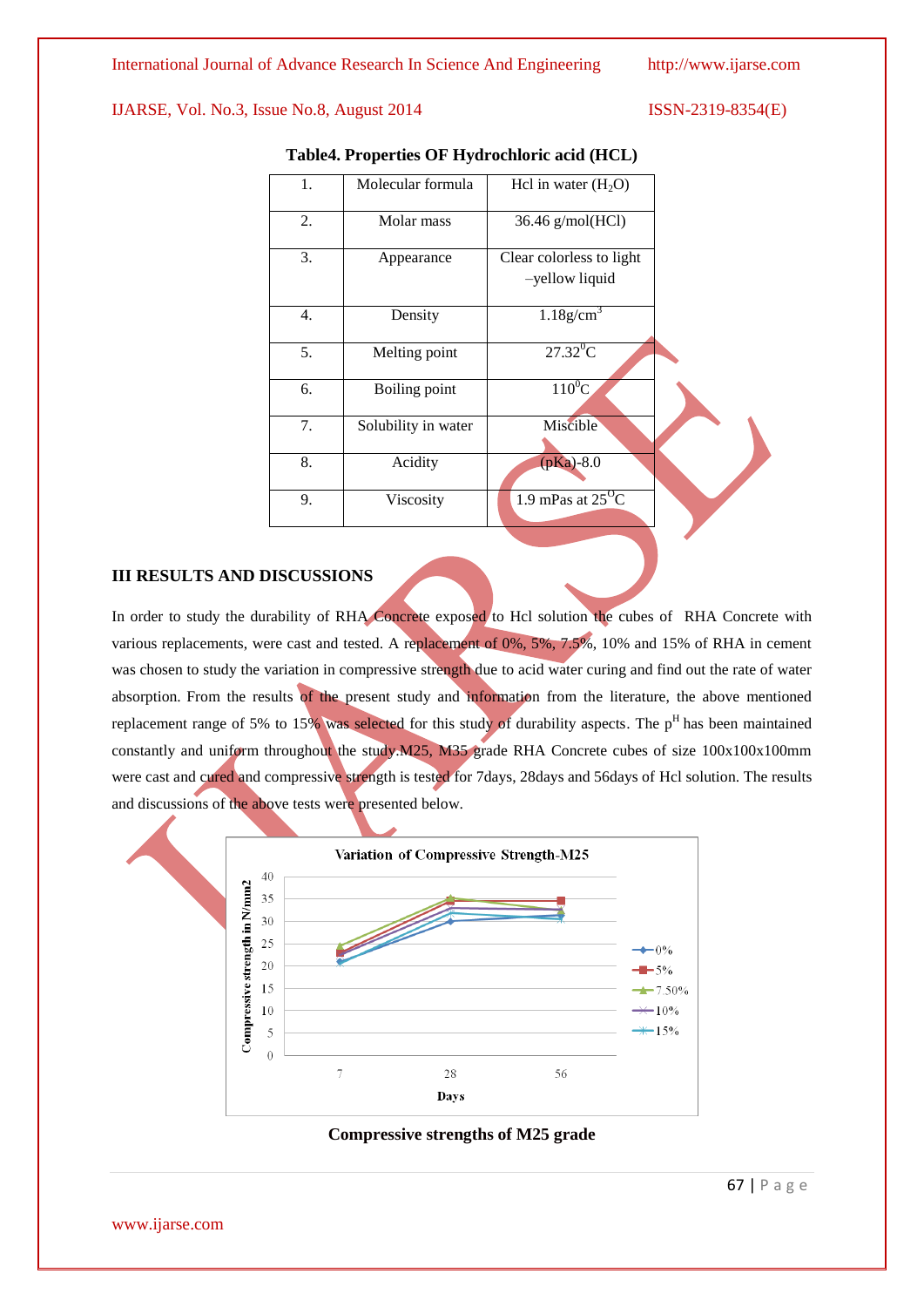**Table4. Properties OF Hydrochloric acid (HCL)**

| 1. | Molecular formula | Hcl in water ($H_2O$) |
|---|---|---|
| 2. | Molar mass | 36.46 g/mol(HCl) |
| 3. | Appearance | Clear colorless to light –yellow liquid |
| 4. | Density | $1.18 g/cm^3$ |
| 5. | Melting point | $27.32^0C$ |
| 6. | Boiling point | $110^0C$ |
| 7. | Solubility in water | Miscible |
| 8. | Acidity | (pKa)-8.0 |
| 9. | Viscosity | 1.9 mPas at $25^OC$ |

## III RESULTS AND DISCUSSIONS

In order to study the durability of RHA Concrete exposed to Hcl solution the cubes of RHA Concrete with various replacements, were cast and tested. A replacement of 0%, 5%, 7.5%, 10% and 15% of RHA in cement was chosen to study the variation in compressive strength due to acid water curing and find out the rate of water absorption. From the results of the present study and information from the literature, the above mentioned replacement range of 5% to 15% was selected for this study of durability aspects. The $p^H$ has been maintained constantly and uniform throughout the study.M25, M35 grade RHA Concrete cubes of size 100x100x100mm were cast and cured and compressive strength is tested for 7days, 28days and 56days of Hcl solution. The results and discussions of the above tests were presented below.

**Compressive strengths of M25 grade**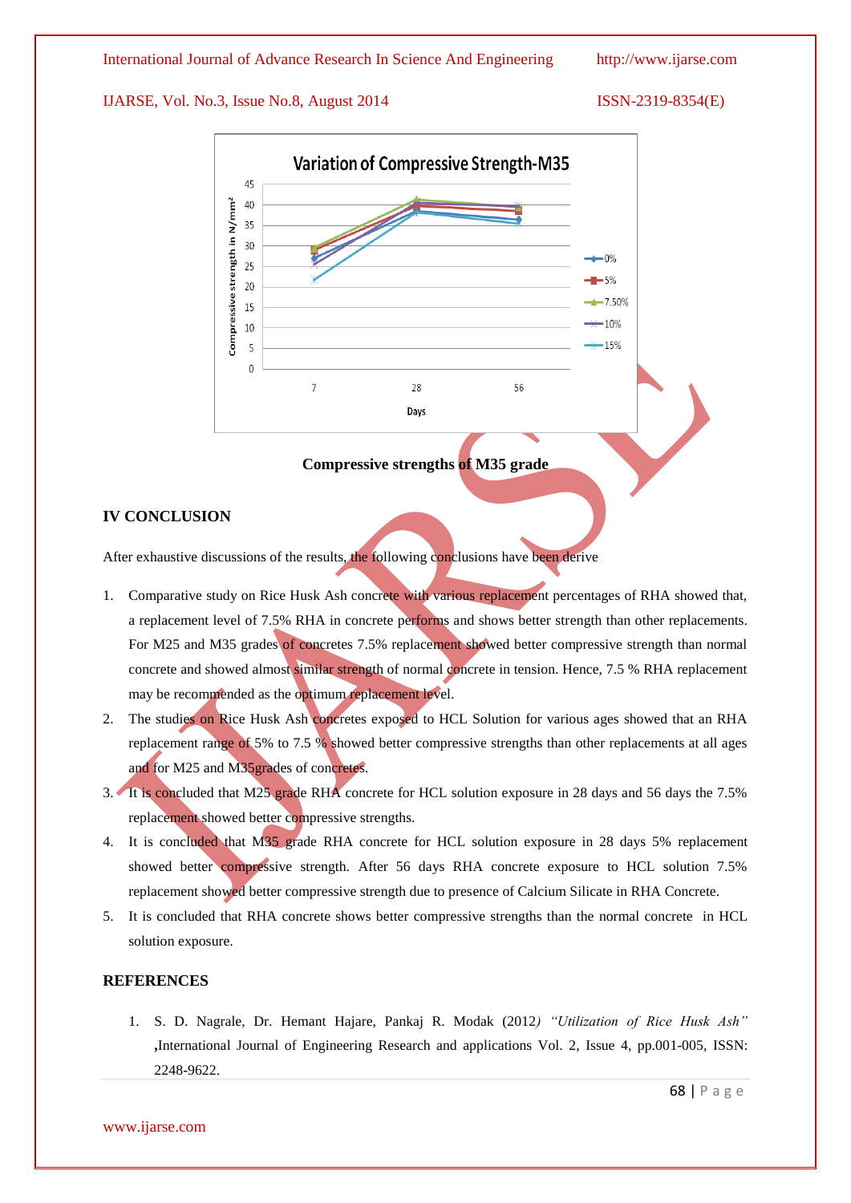**Compressive strengths of M35 grade**

## IV CONCLUSION

After exhaustive discussions of the results, the following conclusions have been derive

1. Comparative study on Rice Husk Ash concrete with various replacement percentages of RHA showed that, a replacement level of 7.5% RHA in concrete performs and shows better strength than other replacements. For M25 and M35 grades of concretes 7.5% replacement showed better compressive strength than normal concrete and showed almost similar strength of normal concrete in tension. Hence, 7.5 % RHA replacement may be recommended as the optimum replacement level.
2. The studies on Rice Husk Ash concretes exposed to HCL Solution for various ages showed that an RHA replacement range of 5% to 7.5 % showed better compressive strengths than other replacements at all ages and for M25 and M35grades of concretes.
3. It is concluded that M25 grade RHA concrete for HCL solution exposure in 28 days and 56 days the 7.5% replacement showed better compressive strengths.
4. It is concluded that M35 grade RHA concrete for HCL solution exposure in 28 days 5% replacement showed better compressive strength. After 56 days RHA concrete exposure to HCL solution 7.5% replacement showed better compressive strength due to presence of Calcium Silicate in RHA Concrete.
5. It is concluded that RHA concrete shows better compressive strengths than the normal concrete in HCL solution exposure.

## REFERENCES

1. S. D. Nagrale, Dr. Hemant Hajare, Pankaj R. Modak (2012*) "Utilization of Rice Husk Ash"* **,**International Journal of Engineering Research and applications Vol. 2, Issue 4, pp.001-005, ISSN: 2248-9622.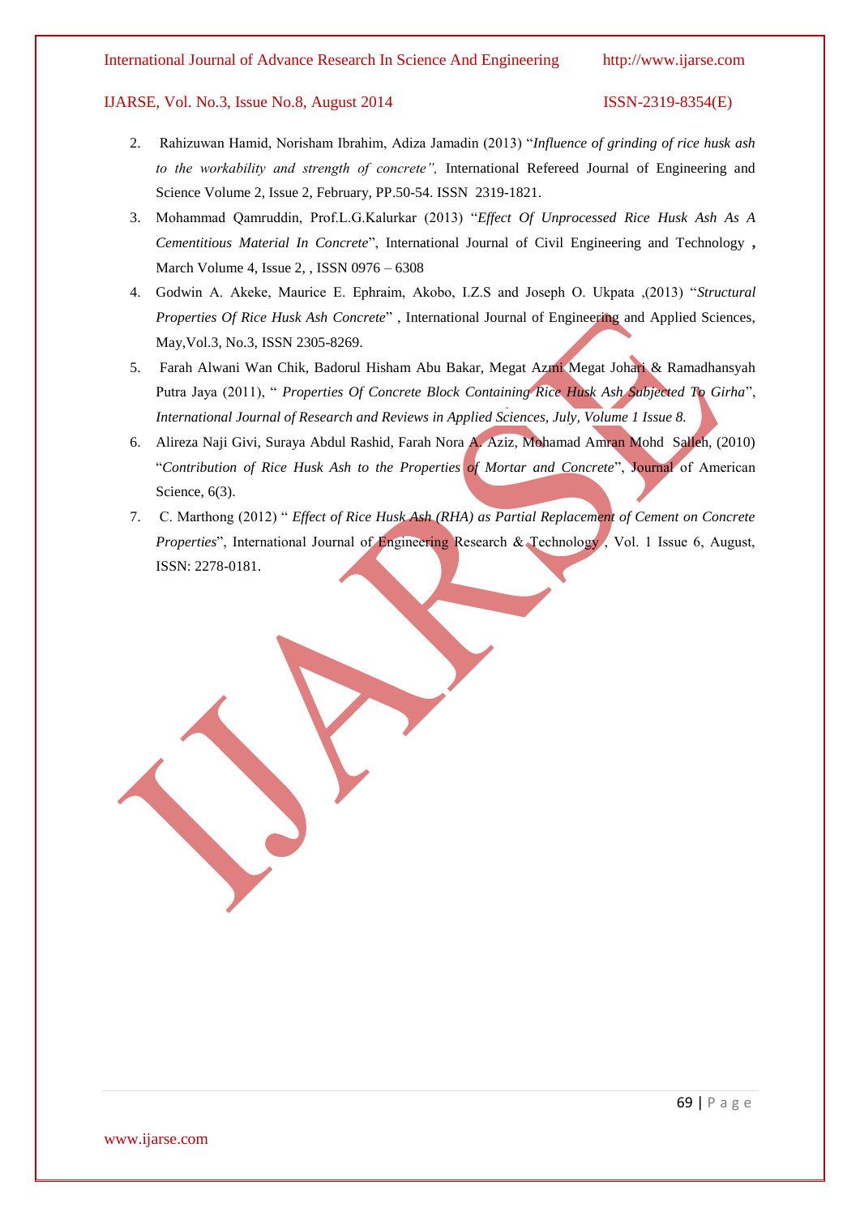2. Rahizuwan Hamid, Norisham Ibrahim, Adiza Jamadin (2013) "*Influence of grinding of rice husk ash to the workability and strength of concrete",* International Refereed Journal of Engineering and Science Volume 2, Issue 2, February, PP.50-54. ISSN 2319-1821.
3. Mohammad Qamruddin, Prof.L.G.Kalurkar (2013) "*Effect Of Unprocessed Rice Husk Ash As A Cementitious Material In Concrete*", International Journal of Civil Engineering and Technology **,** March Volume 4, Issue 2, , ISSN 0976 – 6308
4. Godwin A. Akeke, Maurice E. Ephraim, Akobo, I.Z.S and Joseph O. Ukpata ,(2013) "*Structural Properties Of Rice Husk Ash Concrete*" , International Journal of Engineering and Applied Sciences, May,Vol.3, No.3, ISSN 2305-8269.
5. Farah Alwani Wan Chik, Badorul Hisham Abu Bakar, Megat Azmi Megat Johari & Ramadhansyah Putra Jaya (2011), " *Properties Of Concrete Block Containing Rice Husk Ash Subjected To Girha*", *International Journal of Research and Reviews in Applied Sciences, July, Volume 1 Issue 8.*
6. Alireza Naji Givi, Suraya Abdul Rashid, Farah Nora A. Aziz, Mohamad Amran Mohd Salleh, (2010) "*Contribution of Rice Husk Ash to the Properties of Mortar and Concrete*", Journal of American Science, 6(3).
7. C. Marthong (2012) " *Effect of Rice Husk Ash (RHA) as Partial Replacement of Cement on Concrete Properties*", International Journal of Engineering Research & Technology , Vol. 1 Issue 6, August, ISSN: 2278-0181.